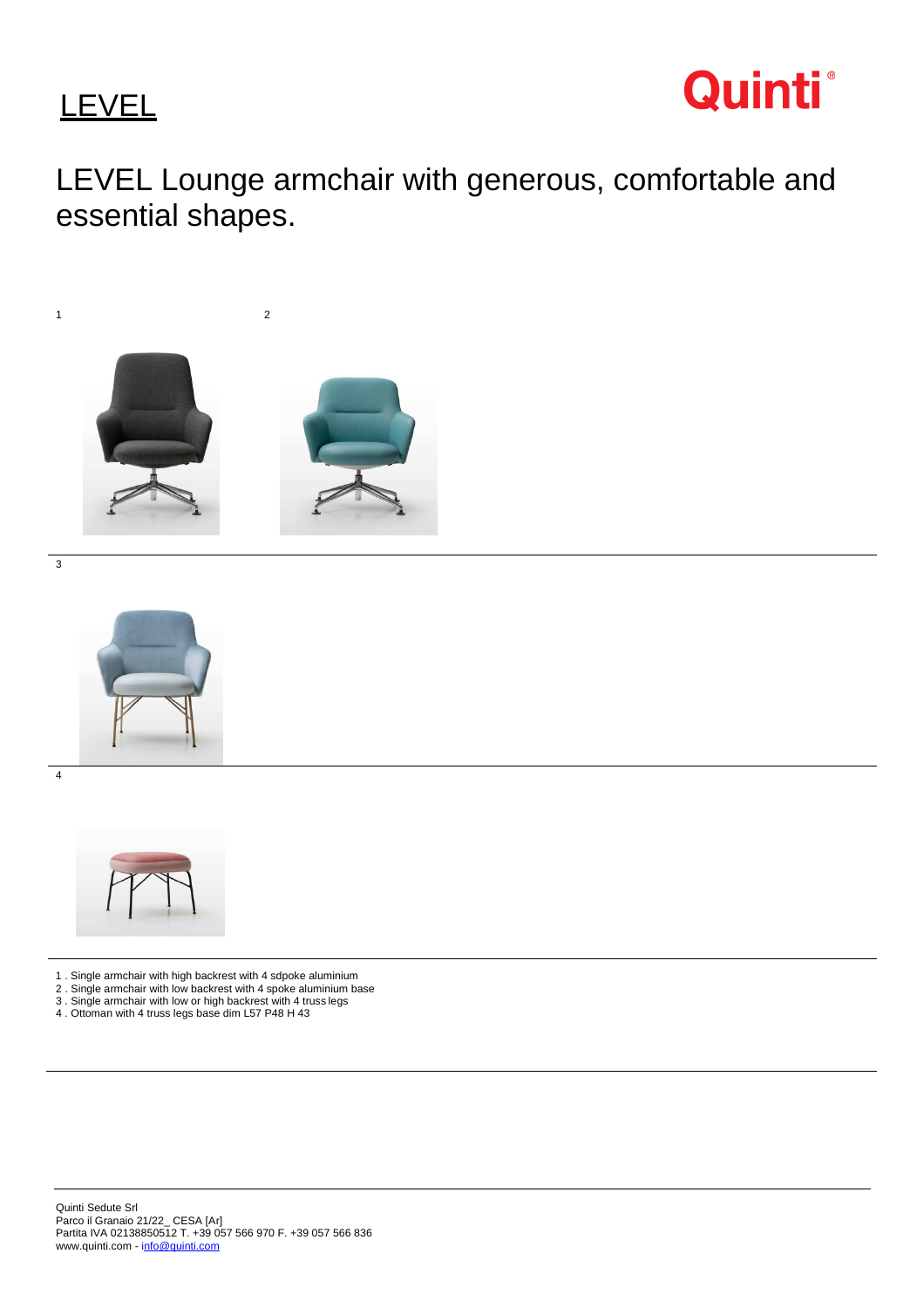# LEVEL

Quinti®

## LEVEL Lounge armchair with generous, comfortable and essential shapes.

1 2

3

4

1 . Single armchair with high backrest with 4 sdpoke aluminium
2 . Single armchair with low backrest with 4 spoke aluminium base
3 . Single armchair with low or high backrest with 4 truss legs
4 . Ottoman with 4 truss legs base dim L57 P48 H 43

Quinti Sedute Srl
Parco il Granaio 21/22_ CESA [Ar]
Partita IVA 02138850512 T. +39 057 566 970 F. +39 057 566 836
www.quinti.com - info@quinti.com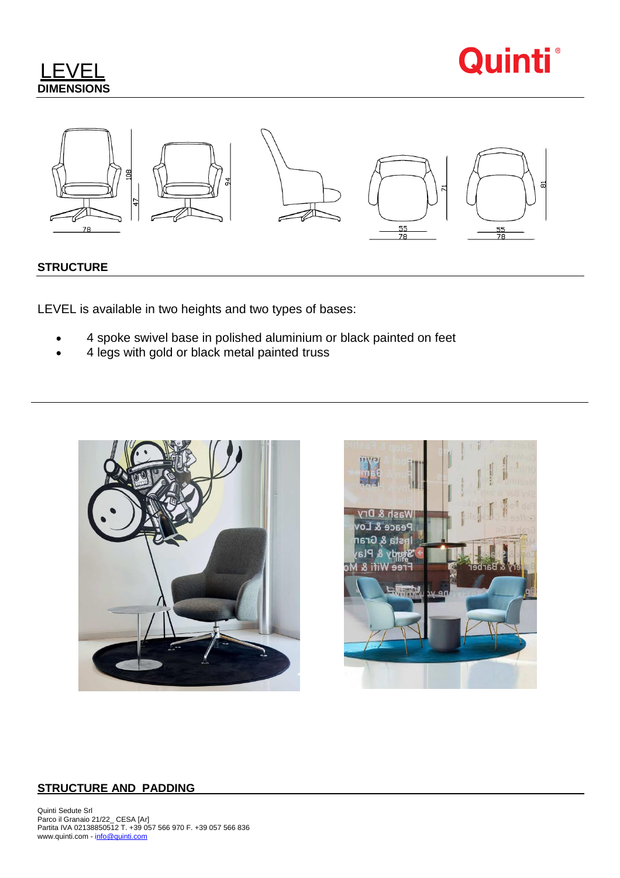# LEVEL

## DIMENSIONS

Quinti®

## STRUCTURE

LEVEL is available in two heights and two types of bases:

- 4 spoke swivel base in polished aluminium or black painted on feet
- 4 legs with gold or black metal painted truss

## STRUCTURE AND PADDING

Quinti Sedute Srl
Parco il Granaio 21/22_ CESA [Ar]
Partita IVA 02138850512 T. +39 057 566 970 F. +39 057 566 836
www.quinti.com - info@quinti.com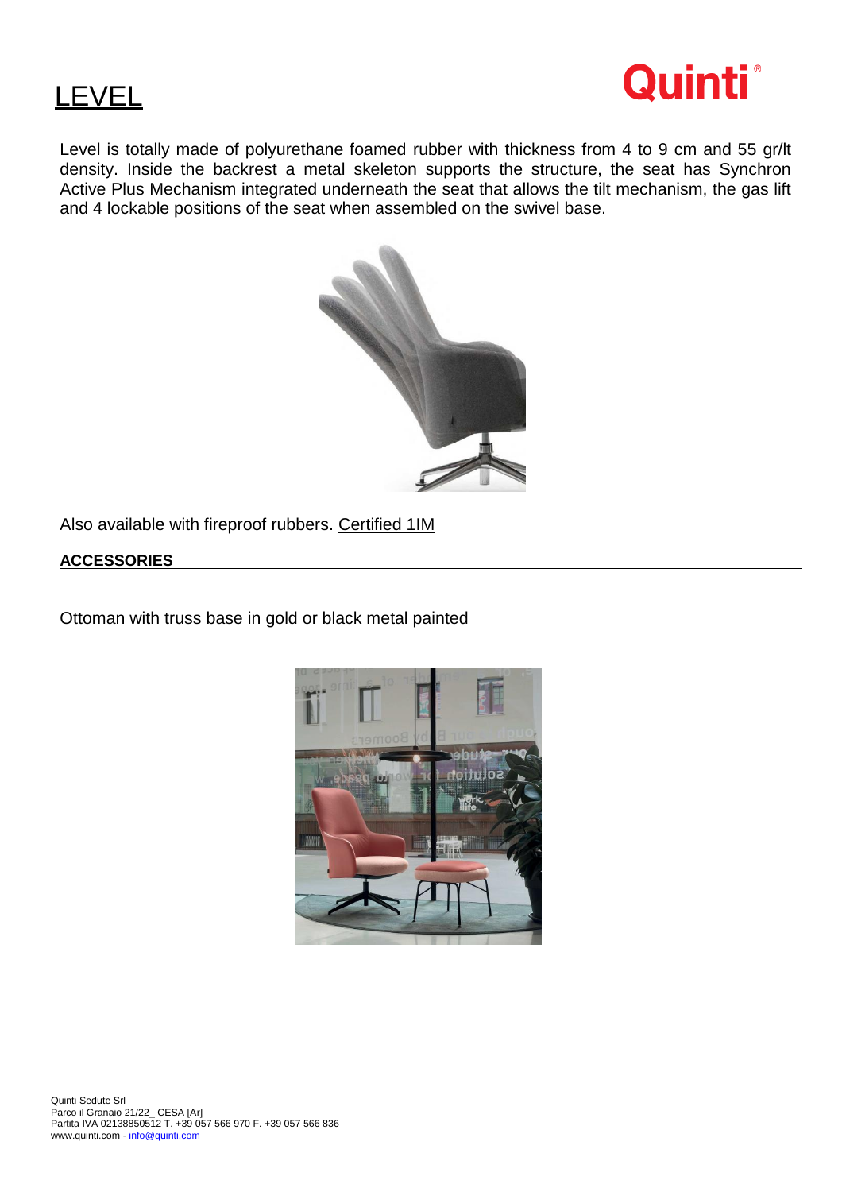# LEVEL

Quinti®

Level is totally made of polyurethane foamed rubber with thickness from 4 to 9 cm and 55 gr/lt density. Inside the backrest a metal skeleton supports the structure, the seat has Synchron Active Plus Mechanism integrated underneath the seat that allows the tilt mechanism, the gas lift and 4 lockable positions of the seat when assembled on the swivel base.

Also available with fireproof rubbers. Certified 1IM

**ACCESSORIES**

Ottoman with truss base in gold or black metal painted

Quinti Sedute Srl
Parco il Granaio 21/22_ CESA [Ar]
Partita IVA 02138850512 T. +39 057 566 970 F. +39 057 566 836
www.quinti.com - info@quinti.com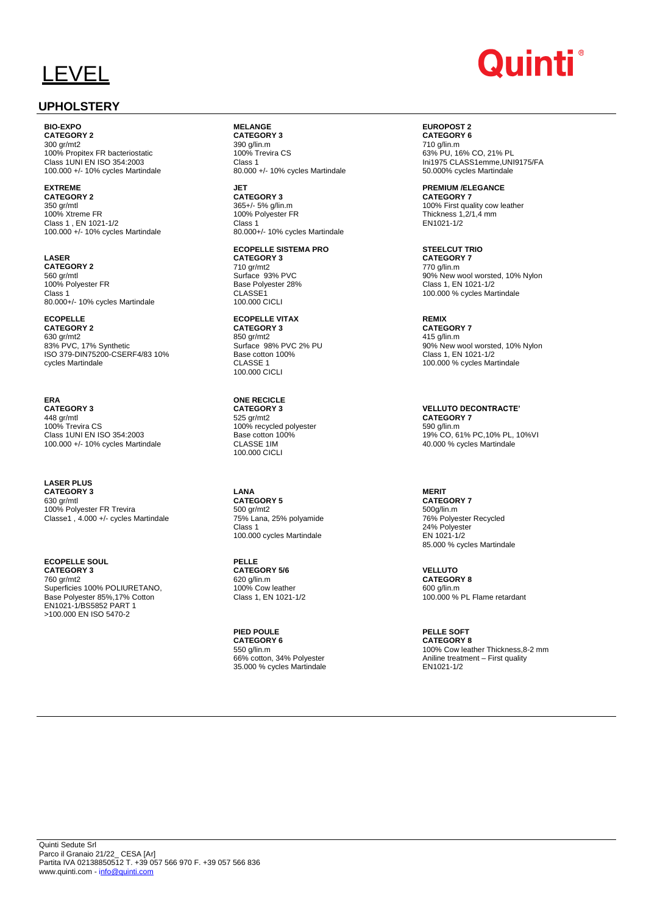# LEVEL

Quinti®

## UPHOLSTERY

**BIO-EXPO**
**CATEGORY 2**
300 gr/mt2
100% Propitex FR bacteriostatic
Class 1UNI EN ISO 354:2003
100.000 +/- 10% cycles Martindale

**EXTREME**
**CATEGORY 2**
350 gr/mtl
100% Xtreme FR
Class 1 , EN 1021-1/2
100.000 +/- 10% cycles Martindale

**LASER**
**CATEGORY 2**
560 gr/mtl
100% Polyester FR
Class 1
80.000+/- 10% cycles Martindale

**ECOPELLE**
**CATEGORY 2**
630 gr/mt2
83% PVC, 17% Synthetic
ISO 379-DIN75200-CSERF4/83 10% cycles Martindale

**ERA**
**CATEGORY 3**
448 gr/mtl
100% Trevira CS
Class 1UNI EN ISO 354:2003
100.000 +/- 10% cycles Martindale

**LASER PLUS**
**CATEGORY 3**
630 gr/mtl
100% Polyester FR Trevira
Classe1 , 4.000 +/- cycles Martindale

**ECOPELLE SOUL**
**CATEGORY 3**
760 gr/mt2
Superficies 100% POLIURETANO,
Base Polyester 85%,17% Cotton
EN1021-1/BS5852 PART 1
>100.000 EN ISO 5470-2

**MELANGE**
**CATEGORY 3**
390 g/lin.m
100% Trevira CS
Class 1
80.000 +/- 10% cycles Martindale

**JET**
**CATEGORY 3**
365+/- 5% g/lin.m
100% Polyester FR
Class 1
80.000+/- 10% cycles Martindale

**ECOPELLE SISTEMA PRO**
**CATEGORY 3**
710 gr/mt2
Surface 93% PVC
Base Polyester 28%
CLASSE1
100.000 CICLI

**ECOPELLE VITAX**
**CATEGORY 3**
850 gr/mt2
Surface 98% PVC 2% PU
Base cotton 100%
CLASSE 1
100.000 CICLI

**ONE RECICLE**
**CATEGORY 3**
525 gr/mt2
100% recycled polyester
Base cotton 100%
CLASSE 1IM
100.000 CICLI

**LANA**
**CATEGORY 5**
500 gr/mt2
75% Lana, 25% polyamide
Class 1
100.000 cycles Martindale

**PELLE**
**CATEGORY 5/6**
620 g/lin.m
100% Cow leather
Class 1, EN 1021-1/2

**PIED POULE**
**CATEGORY 6**
550 g/lin.m
66% cotton, 34% Polyester
35.000 % cycles Martindale

**EUROPOST 2**
**CATEGORY 6**
710 g/lin.m
63% PU, 16% CO, 21% PL
Ini1975 CLASS1emme,UNI9175/FA
50.000% cycles Martindale

**PREMIUM /ELEGANCE**
**CATEGORY 7**
100% First quality cow leather
Thickness 1,2/1,4 mm
EN1021-1/2

**STEELCUT TRIO**
**CATEGORY 7**
770 g/lin.m
90% New wool worsted, 10% Nylon
Class 1, EN 1021-1/2
100.000 % cycles Martindale

**REMIX**
**CATEGORY 7**
415 g/lin.m
90% New wool worsted, 10% Nylon
Class 1, EN 1021-1/2
100.000 % cycles Martindale

**VELLUTO DECONTRACTE'**
**CATEGORY 7**
590 g/lin.m
19% CO, 61% PC,10% PL, 10%VI
40.000 % cycles Martindale

**MERIT**
**CATEGORY 7**
500g/lin.m
76% Polyester Recycled
24% Polyester
EN 1021-1/2
85.000 % cycles Martindale

**VELLUTO**
**CATEGORY 8**
600 g/lin.m
100.000 % PL Flame retardant

**PELLE SOFT**
**CATEGORY 8**
100% Cow leather Thickness,8-2 mm
Aniline treatment – First quality
EN1021-1/2

Quinti Sedute Srl
Parco il Granaio 21/22_ CESA [Ar]
Partita IVA 02138850512 T. +39 057 566 970 F. +39 057 566 836
www.quinti.com - info@quinti.com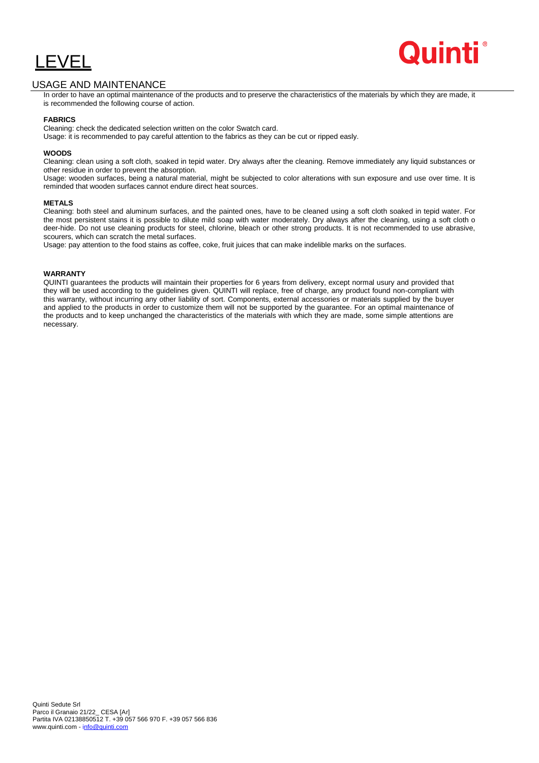# LEVEL

## USAGE AND MAINTENANCE

In order to have an optimal maintenance of the products and to preserve the characteristics of the materials by which they are made, it is recommended the following course of action.

**FABRICS**

Cleaning: check the dedicated selection written on the color Swatch card.
Usage: it is recommended to pay careful attention to the fabrics as they can be cut or ripped easly.

**WOODS**

Cleaning: clean using a soft cloth, soaked in tepid water. Dry always after the cleaning. Remove immediately any liquid substances or other residue in order to prevent the absorption.
Usage: wooden surfaces, being a natural material, might be subjected to color alterations with sun exposure and use over time. It is reminded that wooden surfaces cannot endure direct heat sources.

**METALS**

Cleaning: both steel and aluminum surfaces, and the painted ones, have to be cleaned using a soft cloth soaked in tepid water. For the most persistent stains it is possible to dilute mild soap with water moderately. Dry always after the cleaning, using a soft cloth o deer-hide. Do not use cleaning products for steel, chlorine, bleach or other strong products. It is not recommended to use abrasive, scourers, which can scratch the metal surfaces.
Usage: pay attention to the food stains as coffee, coke, fruit juices that can make indelible marks on the surfaces.

**WARRANTY**

QUINTI guarantees the products will maintain their properties for 6 years from delivery, except normal usury and provided that they will be used according to the guidelines given. QUINTI will replace, free of charge, any product found non-compliant with this warranty, without incurring any other liability of sort. Components, external accessories or materials supplied by the buyer and applied to the products in order to customize them will not be supported by the guarantee. For an optimal maintenance of the products and to keep unchanged the characteristics of the materials with which they are made, some simple attentions are necessary.

Quinti Sedute Srl
Parco il Granaio 21/22_ CESA [Ar]
Partita IVA 02138850512 T. +39 057 566 970 F. +39 057 566 836
www.quinti.com - info@quinti.com